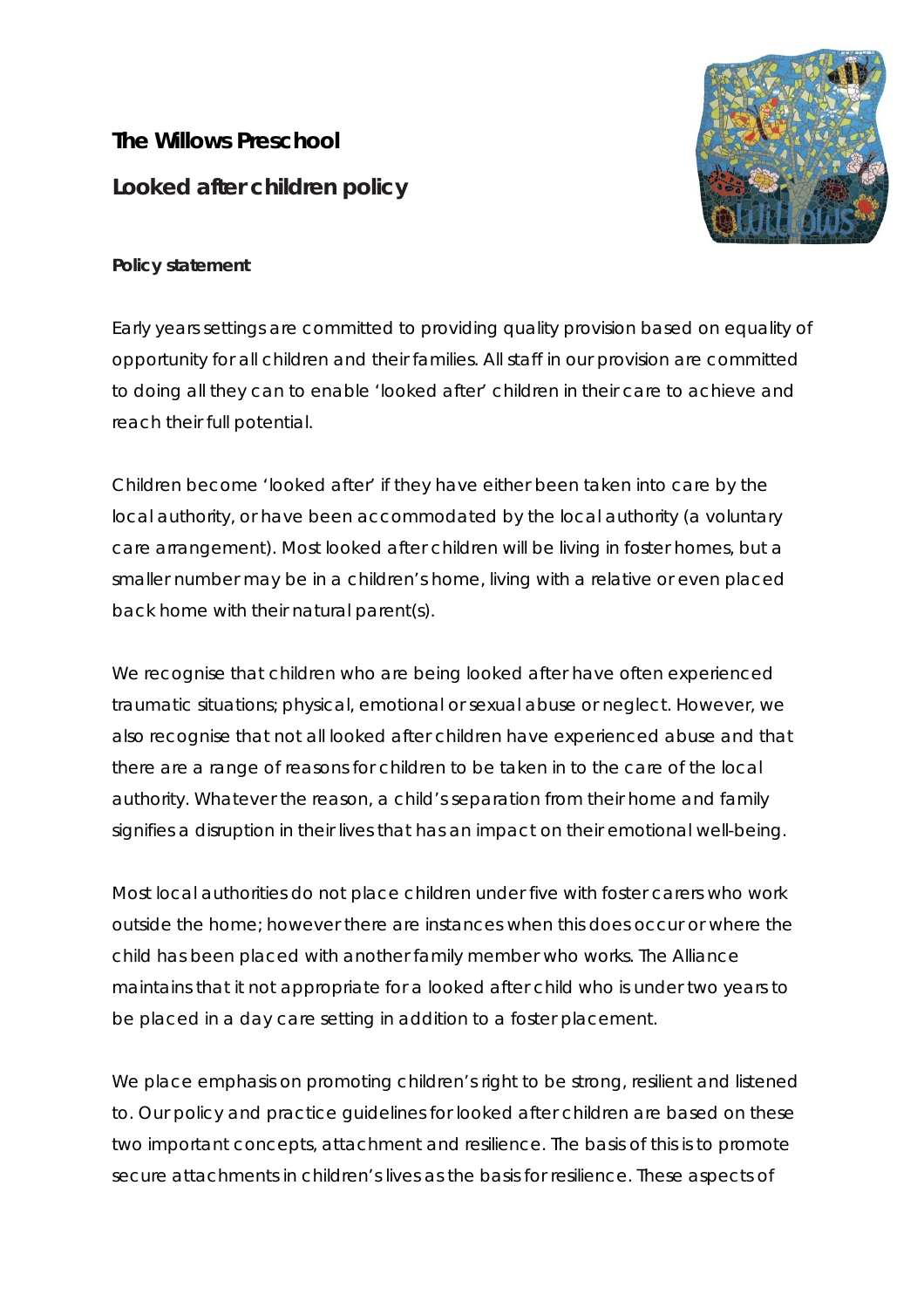# The Willows Preschool

## Looked after children policy

**Policy statement**

Early years settings are committed to providing quality provision based on equality of opportunity for all children and their families. All staff in our provision are committed to doing all they can to enable 'looked after' children in their care to achieve and reach their full potential.

Children become 'looked after' if they have either been taken into care by the local authority, or have been accommodated by the local authority (a voluntary care arrangement). Most looked after children will be living in foster homes, but a smaller number may be in a children's home, living with a relative or even placed back home with their natural parent(s).

We recognise that children who are being looked after have often experienced traumatic situations; physical, emotional or sexual abuse or neglect. However, we also recognise that not all looked after children have experienced abuse and that there are a range of reasons for children to be taken in to the care of the local authority. Whatever the reason, a child's separation from their home and family signifies a disruption in their lives that has an impact on their emotional well-being.

Most local authorities do not place children under five with foster carers who work outside the home; however there are instances when this does occur or where the child has been placed with another family member who works. The Alliance maintains that it not appropriate for a looked after child who is under two years to be placed in a day care setting in addition to a foster placement.

We place emphasis on promoting children's right to be strong, resilient and listened to. Our policy and practice guidelines for looked after children are based on these two important concepts, attachment and resilience. The basis of this is to promote secure attachments in children's lives as the basis for resilience. These aspects of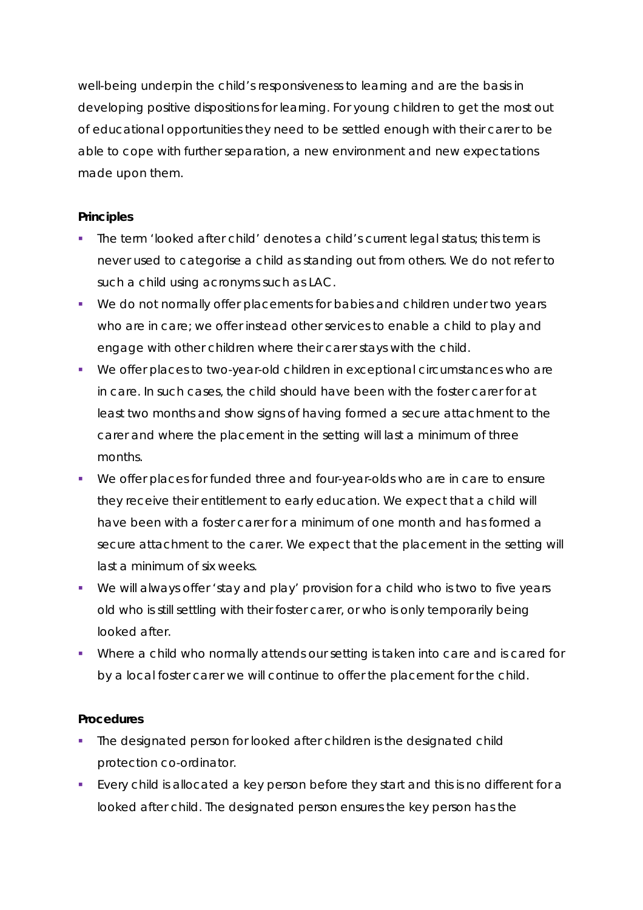well-being underpin the child's responsiveness to learning and are the basis in developing positive dispositions for learning. For young children to get the most out of educational opportunities they need to be settled enough with their carer to be able to cope with further separation, a new environment and new expectations made upon them.

**Principles**

- The term 'looked after child' denotes a child's current legal status; this term is never used to categorise a child as standing out from others. We do not refer to such a child using acronyms such as LAC.
- We do not normally offer placements for babies and children under two years who are in care; we offer instead other services to enable a child to play and engage with other children where their carer stays with the child.
- We offer places to two-year-old children in exceptional circumstances who are in care. In such cases, the child should have been with the foster carer for at least two months and show signs of having formed a secure attachment to the carer and where the placement in the setting will last a minimum of three months.
- We offer places for funded three and four-year-olds who are in care to ensure they receive their entitlement to early education. We expect that a child will have been with a foster carer for a minimum of one month and has formed a secure attachment to the carer. We expect that the placement in the setting will last a minimum of six weeks.
- We will always offer 'stay and play' provision for a child who is two to five years old who is still settling with their foster carer, or who is only temporarily being looked after.
- Where a child who normally attends our setting is taken into care and is cared for by a local foster carer we will continue to offer the placement for the child.

**Procedures**

- The designated person for looked after children is the designated child protection co-ordinator.
- Every child is allocated a key person before they start and this is no different for a looked after child. The designated person ensures the key person has the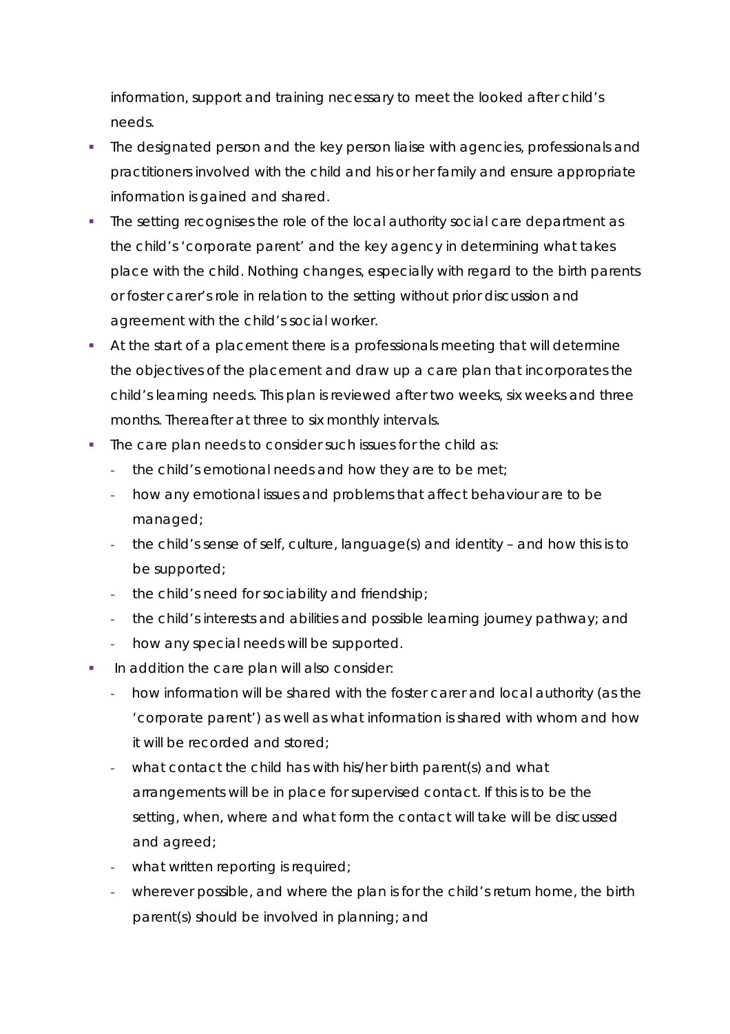information, support and training necessary to meet the looked after child's needs.

- The designated person and the key person liaise with agencies, professionals and practitioners involved with the child and his or her family and ensure appropriate information is gained and shared.
- The setting recognises the role of the local authority social care department as the child's 'corporate parent' and the key agency in determining what takes place with the child. Nothing changes, especially with regard to the birth parents or foster carer's role in relation to the setting without prior discussion and agreement with the child's social worker.
- At the start of a placement there is a professionals meeting that will determine the objectives of the placement and draw up a care plan that incorporates the child's learning needs. This plan is reviewed after two weeks, six weeks and three months. Thereafter at three to six monthly intervals.
- The care plan needs to consider such issues for the child as:
  - the child's emotional needs and how they are to be met;
  - how any emotional issues and problems that affect behaviour are to be managed;
  - the child's sense of self, culture, language(s) and identity – and how this is to be supported;
  - the child's need for sociability and friendship;
  - the child's interests and abilities and possible learning journey pathway; and
  - how any special needs will be supported.
- In addition the care plan will also consider:
  - how information will be shared with the foster carer and local authority (as the 'corporate parent') as well as what information is shared with whom and how it will be recorded and stored;
  - what contact the child has with his/her birth parent(s) and what arrangements will be in place for supervised contact. If this is to be the setting, when, where and what form the contact will take will be discussed and agreed;
  - what written reporting is required;
  - wherever possible, and where the plan is for the child's return home, the birth parent(s) should be involved in planning; and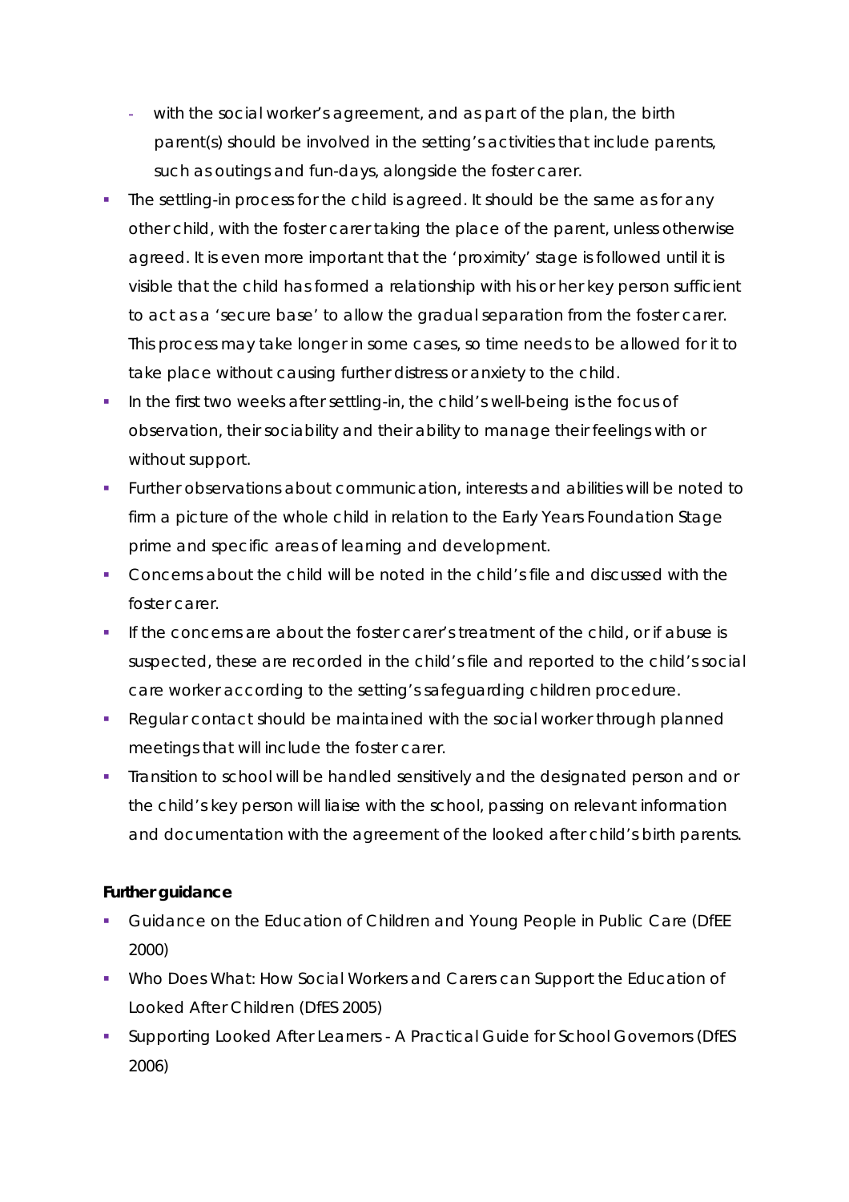- with the social worker's agreement, and as part of the plan, the birth parent(s) should be involved in the setting's activities that include parents, such as outings and fun-days, alongside the foster carer.
- The settling-in process for the child is agreed. It should be the same as for any other child, with the foster carer taking the place of the parent, unless otherwise agreed. It is even more important that the 'proximity' stage is followed until it is visible that the child has formed a relationship with his or her key person sufficient to act as a 'secure base' to allow the gradual separation from the foster carer. This process may take longer in some cases, so time needs to be allowed for it to take place without causing further distress or anxiety to the child.
- In the first two weeks after settling-in, the child's well-being is the focus of observation, their sociability and their ability to manage their feelings with or without support.
- Further observations about communication, interests and abilities will be noted to firm a picture of the whole child in relation to the Early Years Foundation Stage prime and specific areas of learning and development.
- Concerns about the child will be noted in the child's file and discussed with the foster carer.
- If the concerns are about the foster carer's treatment of the child, or if abuse is suspected, these are recorded in the child's file and reported to the child's social care worker according to the setting's safeguarding children procedure.
- Regular contact should be maintained with the social worker through planned meetings that will include the foster carer.
- Transition to school will be handled sensitively and the designated person and or the child's key person will liaise with the school, passing on relevant information and documentation with the agreement of the looked after child's birth parents.

**Further guidance**

- Guidance on the Education of Children and Young People in Public Care (DfEE 2000)
- Who Does What: How Social Workers and Carers can Support the Education of Looked After Children (DfES 2005)
- Supporting Looked After Learners - A Practical Guide for School Governors (DfES 2006)